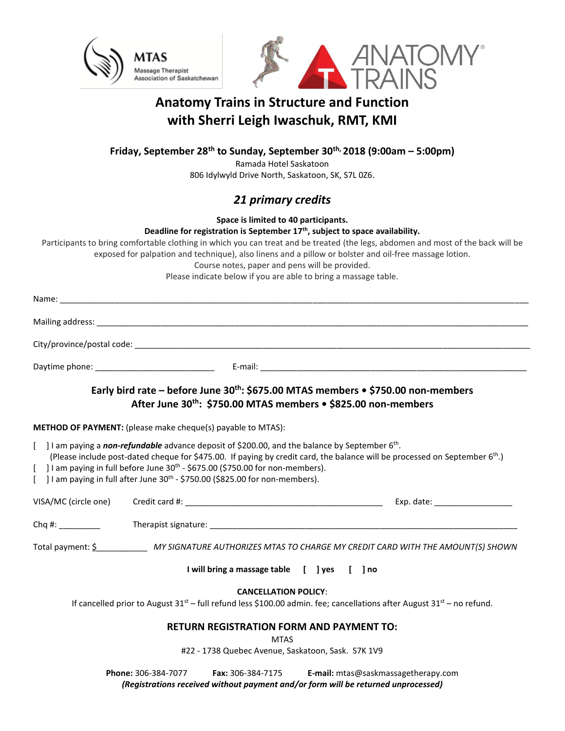MTAS Massage Therapist Association of Saskatchewan

ANATOMY TRAINS®

# Anatomy Trains in Structure and Function with Sherri Leigh Iwaschuk, RMT, KMI

**Friday, September 28th to Sunday, September 30th, 2018 (9:00am – 5:00pm)**

Ramada Hotel Saskatoon
806 Idylwyld Drive North, Saskatoon, SK, S7L 0Z6.

## *21 primary credits*

**Space is limited to 40 participants.**
**Deadline for registration is September 17th, subject to space availability.**

Participants to bring comfortable clothing in which you can treat and be treated (the legs, abdomen and most of the back will be exposed for palpation and technique), also linens and a pillow or bolster and oil-free massage lotion.
Course notes, paper and pens will be provided.
Please indicate below if you are able to bring a massage table.

Name: ______________________________________________

Mailing address: ______________________________________________

City/province/postal code: ______________________________________________

Daytime phone: _________________________ E-mail: ______________________________________________

**Early bird rate – before June 30th: $675.00 MTAS members • $750.00 non-members**
**After June 30th: $750.00 MTAS members • $825.00 non-members**

**METHOD OF PAYMENT:** (please make cheque(s) payable to MTAS):

[ ] I am paying a ***non-refundable*** advance deposit of $200.00, and the balance by September 6th.
(Please include post-dated cheque for $475.00. If paying by credit card, the balance will be processed on September 6th.)
[ ] I am paying in full before June 30th - $675.00 ($750.00 for non-members).
[ ] I am paying in full after June 30th - $750.00 ($825.00 for non-members).

VISA/MC (circle one) Credit card #: ___________________________________ Exp. date: ________________

Chq #: _________ Therapist signature: ______________________________________________

Total payment: $___________ *MY SIGNATURE AUTHORIZES MTAS TO CHARGE MY CREDIT CARD WITH THE AMOUNT(S) SHOWN*

**I will bring a massage table [ ] yes [ ] no**

**CANCELLATION POLICY**:
If cancelled prior to August 31st – full refund less $100.00 admin. fee; cancellations after August 31st – no refund.

## RETURN REGISTRATION FORM AND PAYMENT TO:

MTAS
#22 - 1738 Quebec Avenue, Saskatoon, Sask. S7K 1V9

**Phone:** 306-384-7077 **Fax:** 306-384-7175 **E-mail:** mtas@saskmassagetherapy.com

***(Registrations received without payment and/or form will be returned unprocessed)***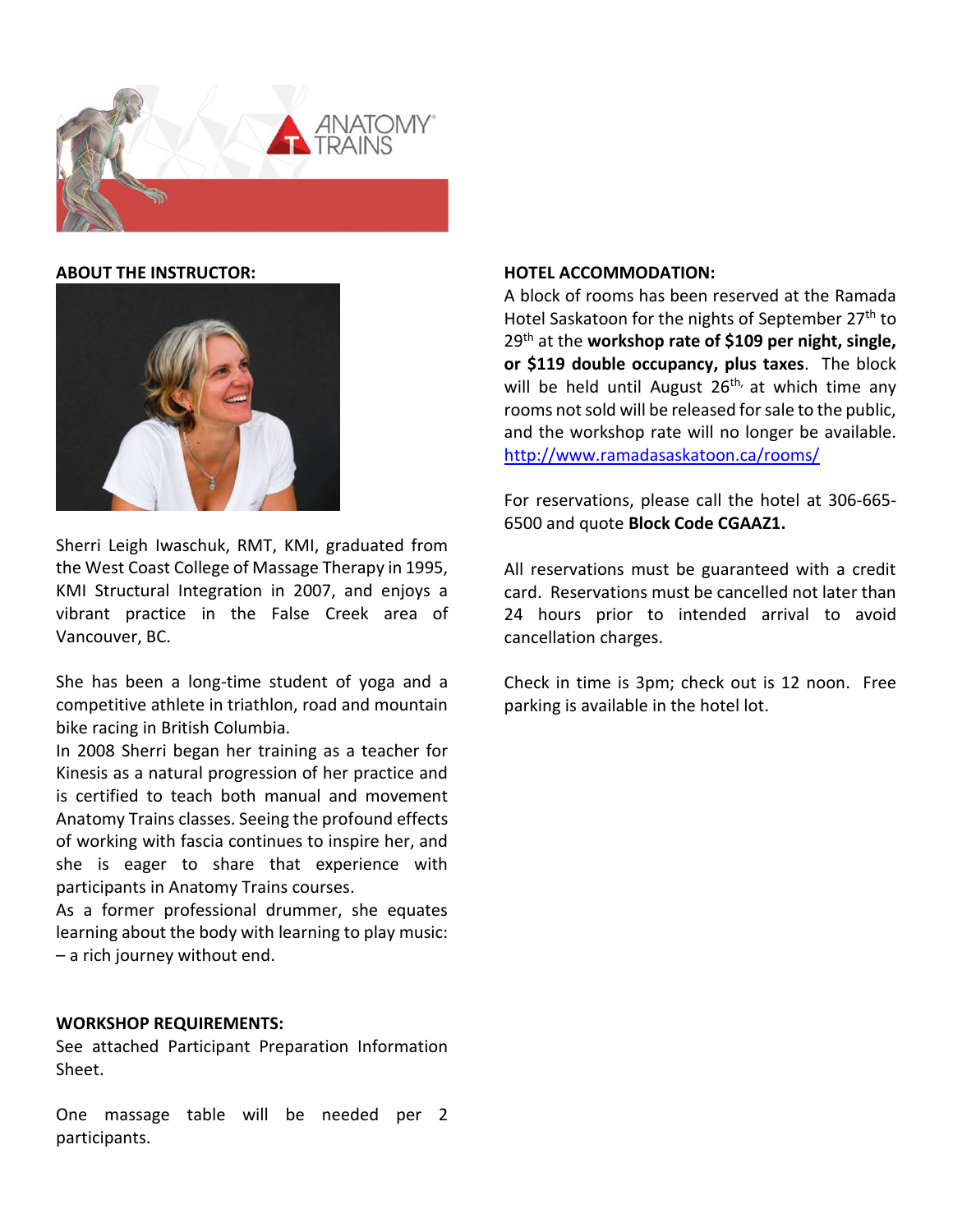## ABOUT THE INSTRUCTOR:

Sherri Leigh Iwaschuk, RMT, KMI, graduated from the West Coast College of Massage Therapy in 1995, KMI Structural Integration in 2007, and enjoys a vibrant practice in the False Creek area of Vancouver, BC.

She has been a long-time student of yoga and a competitive athlete in triathlon, road and mountain bike racing in British Columbia.

In 2008 Sherri began her training as a teacher for Kinesis as a natural progression of her practice and is certified to teach both manual and movement Anatomy Trains classes. Seeing the profound effects of working with fascia continues to inspire her, and she is eager to share that experience with participants in Anatomy Trains courses.

As a former professional drummer, she equates learning about the body with learning to play music: – a rich journey without end.

## WORKSHOP REQUIREMENTS:

See attached Participant Preparation Information Sheet.

One massage table will be needed per 2 participants.

## HOTEL ACCOMMODATION:

A block of rooms has been reserved at the Ramada Hotel Saskatoon for the nights of September 27th to 29th at the **workshop rate of $109 per night, single, or $119 double occupancy, plus taxes**. The block will be held until August 26th, at which time any rooms not sold will be released for sale to the public, and the workshop rate will no longer be available. http://www.ramadasaskatoon.ca/rooms/

For reservations, please call the hotel at 306-665-6500 and quote **Block Code CGAAZ1.**

All reservations must be guaranteed with a credit card. Reservations must be cancelled not later than 24 hours prior to intended arrival to avoid cancellation charges.

Check in time is 3pm; check out is 12 noon. Free parking is available in the hotel lot.